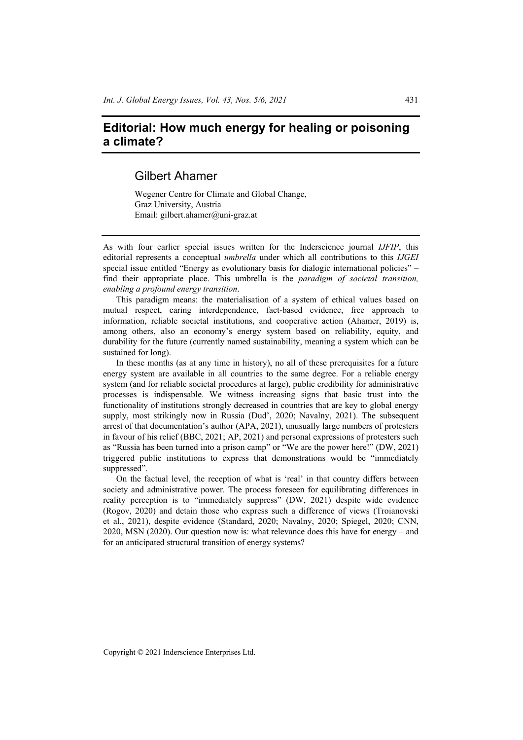# Editorial: How much energy for healing or poisoning a climate?

## Gilbert Ahamer

Wegener Centre for Climate and Global Change,
Graz University, Austria
Email: gilbert.ahamer@uni-graz.at

As with four earlier special issues written for the Inderscience journal *IJFIP*, this editorial represents a conceptual *umbrella* under which all contributions to this *IJGEI* special issue entitled "Energy as evolutionary basis for dialogic international policies" – find their appropriate place. This umbrella is the *paradigm of societal transition, enabling a profound energy transition*.

This paradigm means: the materialisation of a system of ethical values based on mutual respect, caring interdependence, fact-based evidence, free approach to information, reliable societal institutions, and cooperative action (Ahamer, 2019) is, among others, also an economy's energy system based on reliability, equity, and durability for the future (currently named sustainability, meaning a system which can be sustained for long).

In these months (as at any time in history), no all of these prerequisites for a future energy system are available in all countries to the same degree. For a reliable energy system (and for reliable societal procedures at large), public credibility for administrative processes is indispensable. We witness increasing signs that basic trust into the functionality of institutions strongly decreased in countries that are key to global energy supply, most strikingly now in Russia (Dud', 2020; Navalny, 2021). The subsequent arrest of that documentation's author (APA, 2021), unusually large numbers of protesters in favour of his relief (BBC, 2021; AP, 2021) and personal expressions of protesters such as "Russia has been turned into a prison camp" or "We are the power here!" (DW, 2021) triggered public institutions to express that demonstrations would be "immediately suppressed".

On the factual level, the reception of what is 'real' in that country differs between society and administrative power. The process foreseen for equilibrating differences in reality perception is to "immediately suppress" (DW, 2021) despite wide evidence (Rogov, 2020) and detain those who express such a difference of views (Troianovski et al., 2021), despite evidence (Standard, 2020; Navalny, 2020; Spiegel, 2020; CNN, 2020, MSN (2020). Our question now is: what relevance does this have for energy – and for an anticipated structural transition of energy systems?

Copyright © 2021 Inderscience Enterprises Ltd.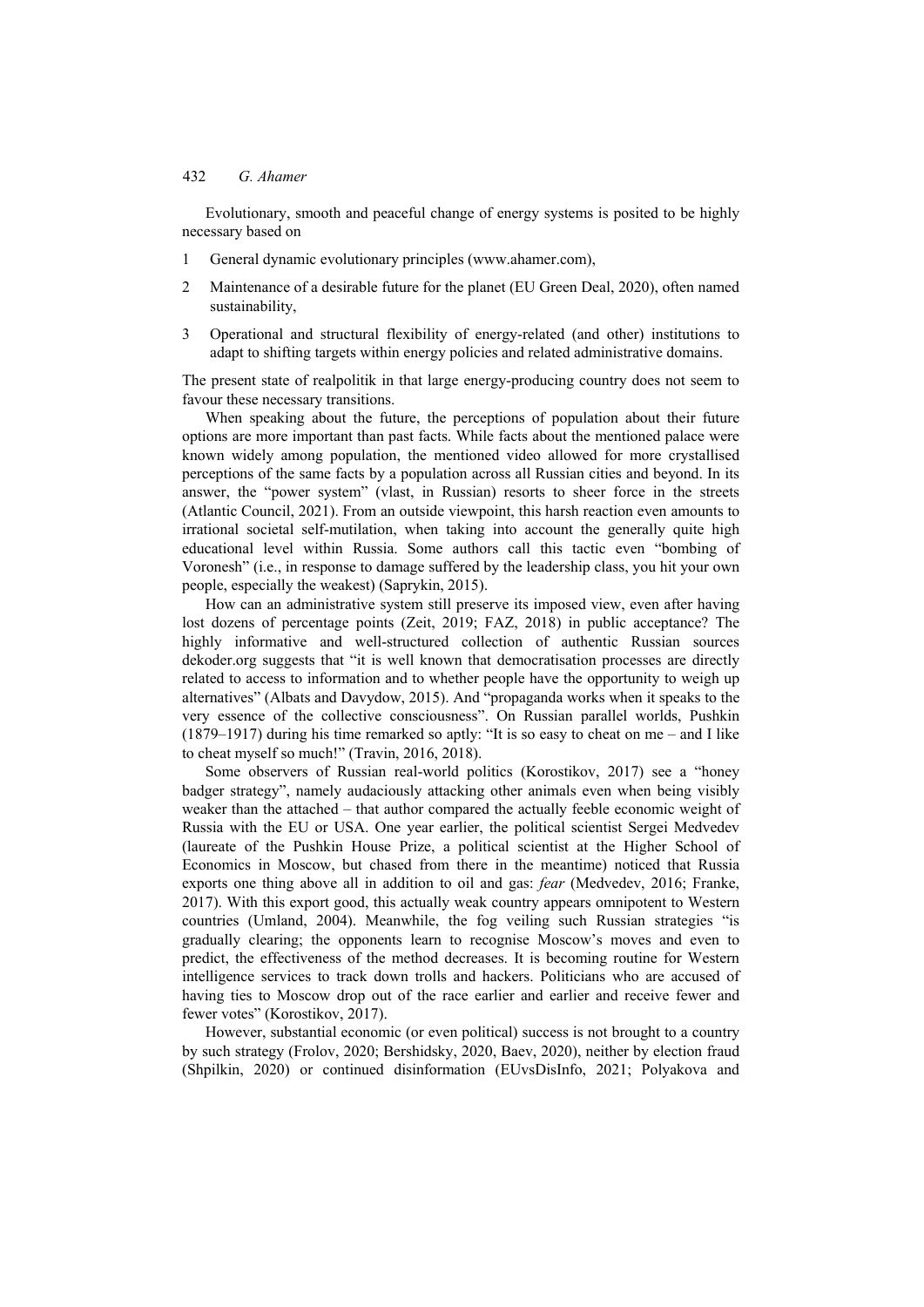Evolutionary, smooth and peaceful change of energy systems is posited to be highly necessary based on

1 General dynamic evolutionary principles (www.ahamer.com),
2 Maintenance of a desirable future for the planet (EU Green Deal, 2020), often named sustainability,
3 Operational and structural flexibility of energy-related (and other) institutions to adapt to shifting targets within energy policies and related administrative domains.

The present state of realpolitik in that large energy-producing country does not seem to favour these necessary transitions.

When speaking about the future, the perceptions of population about their future options are more important than past facts. While facts about the mentioned palace were known widely among population, the mentioned video allowed for more crystallised perceptions of the same facts by a population across all Russian cities and beyond. In its answer, the "power system" (vlast, in Russian) resorts to sheer force in the streets (Atlantic Council, 2021). From an outside viewpoint, this harsh reaction even amounts to irrational societal self-mutilation, when taking into account the generally quite high educational level within Russia. Some authors call this tactic even "bombing of Voronesh" (i.e., in response to damage suffered by the leadership class, you hit your own people, especially the weakest) (Saprykin, 2015).

How can an administrative system still preserve its imposed view, even after having lost dozens of percentage points (Zeit, 2019; FAZ, 2018) in public acceptance? The highly informative and well-structured collection of authentic Russian sources dekoder.org suggests that "it is well known that democratisation processes are directly related to access to information and to whether people have the opportunity to weigh up alternatives" (Albats and Davydow, 2015). And "propaganda works when it speaks to the very essence of the collective consciousness". On Russian parallel worlds, Pushkin (1879–1917) during his time remarked so aptly: "It is so easy to cheat on me – and I like to cheat myself so much!" (Travin, 2016, 2018).

Some observers of Russian real-world politics (Korostikov, 2017) see a "honey badger strategy", namely audaciously attacking other animals even when being visibly weaker than the attached – that author compared the actually feeble economic weight of Russia with the EU or USA. One year earlier, the political scientist Sergei Medvedev (laureate of the Pushkin House Prize, a political scientist at the Higher School of Economics in Moscow, but chased from there in the meantime) noticed that Russia exports one thing above all in addition to oil and gas: *fear* (Medvedev, 2016; Franke, 2017). With this export good, this actually weak country appears omnipotent to Western countries (Umland, 2004). Meanwhile, the fog veiling such Russian strategies "is gradually clearing; the opponents learn to recognise Moscow's moves and even to predict, the effectiveness of the method decreases. It is becoming routine for Western intelligence services to track down trolls and hackers. Politicians who are accused of having ties to Moscow drop out of the race earlier and earlier and receive fewer and fewer votes" (Korostikov, 2017).

However, substantial economic (or even political) success is not brought to a country by such strategy (Frolov, 2020; Bershidsky, 2020, Baev, 2020), neither by election fraud (Shpilkin, 2020) or continued disinformation (EUvsDisInfo, 2021; Polyakova and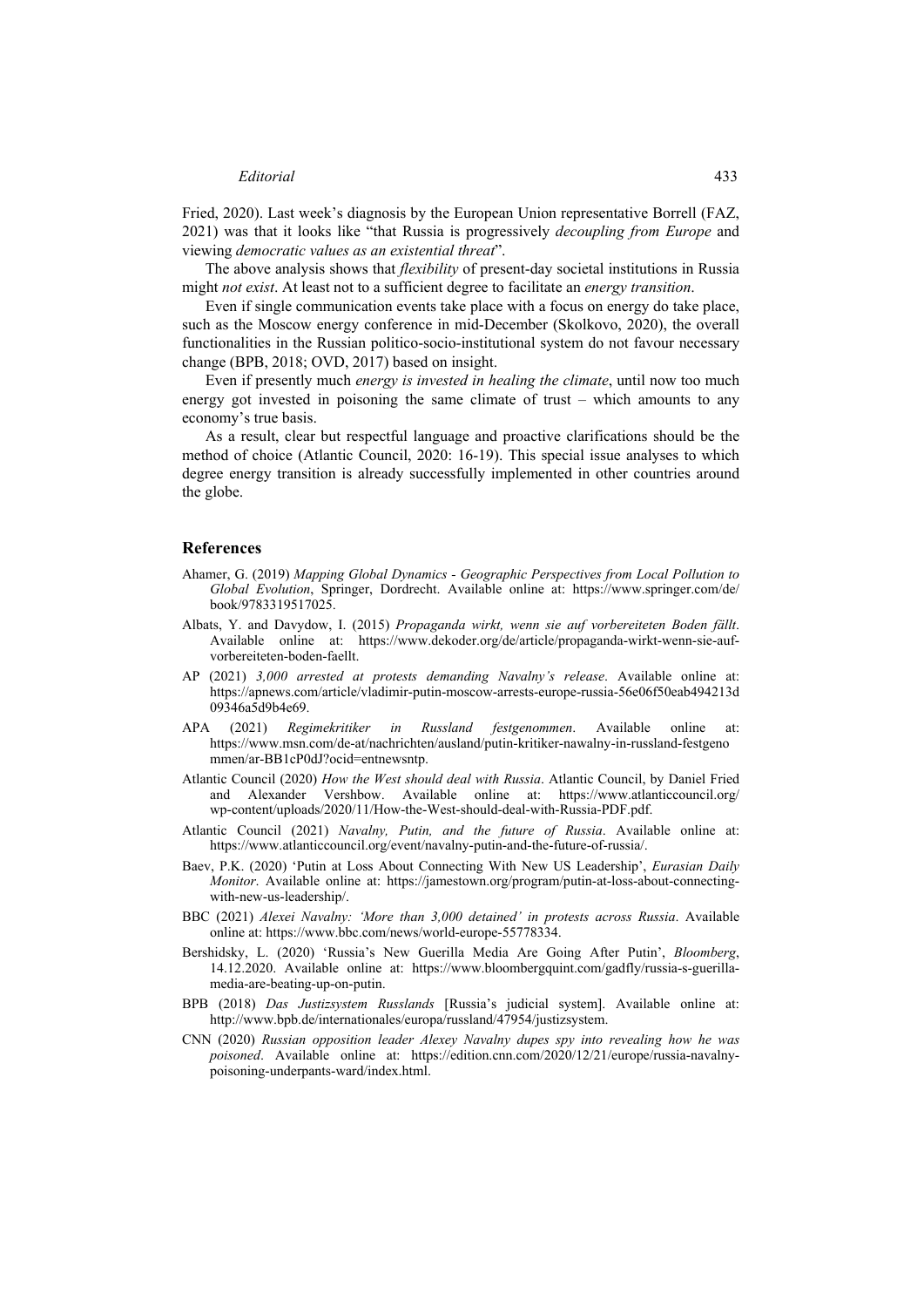Fried, 2020). Last week's diagnosis by the European Union representative Borrell (FAZ, 2021) was that it looks like "that Russia is progressively *decoupling from Europe* and viewing *democratic values as an existential threat*".

The above analysis shows that *flexibility* of present-day societal institutions in Russia might *not exist*. At least not to a sufficient degree to facilitate an *energy transition*.

Even if single communication events take place with a focus on energy do take place, such as the Moscow energy conference in mid-December (Skolkovo, 2020), the overall functionalities in the Russian politico-socio-institutional system do not favour necessary change (BPB, 2018; OVD, 2017) based on insight.

Even if presently much *energy is invested in healing the climate*, until now too much energy got invested in poisoning the same climate of trust – which amounts to any economy's true basis.

As a result, clear but respectful language and proactive clarifications should be the method of choice (Atlantic Council, 2020: 16-19). This special issue analyses to which degree energy transition is already successfully implemented in other countries around the globe.

## References

Ahamer, G. (2019) *Mapping Global Dynamics - Geographic Perspectives from Local Pollution to Global Evolution*, Springer, Dordrecht. Available online at: https://www.springer.com/de/book/9783319517025.

Albats, Y. and Davydow, I. (2015) *Propaganda wirkt, wenn sie auf vorbereiteten Boden fällt*. Available online at: https://www.dekoder.org/de/article/propaganda-wirkt-wenn-sie-auf-vorbereiteten-boden-faellt.

AP (2021) *3,000 arrested at protests demanding Navalny's release*. Available online at: https://apnews.com/article/vladimir-putin-moscow-arrests-europe-russia-56e06f50eab494213d09346a5d9b4e69.

APA (2021) *Regimekritiker in Russland festgenommen*. Available online at: https://www.msn.com/de-at/nachrichten/ausland/putin-kritiker-nawalny-in-russland-festgenommen/ar-BB1cP0dJ?ocid=entnewsntp.

Atlantic Council (2020) *How the West should deal with Russia*. Atlantic Council, by Daniel Fried and Alexander Vershbow. Available online at: https://www.atlanticcouncil.org/wp-content/uploads/2020/11/How-the-West-should-deal-with-Russia-PDF.pdf.

Atlantic Council (2021) *Navalny, Putin, and the future of Russia*. Available online at: https://www.atlanticcouncil.org/event/navalny-putin-and-the-future-of-russia/.

Baev, P.K. (2020) 'Putin at Loss About Connecting With New US Leadership', *Eurasian Daily Monitor*. Available online at: https://jamestown.org/program/putin-at-loss-about-connecting-with-new-us-leadership/.

BBC (2021) *Alexei Navalny: 'More than 3,000 detained' in protests across Russia*. Available online at: https://www.bbc.com/news/world-europe-55778334.

Bershidsky, L. (2020) 'Russia's New Guerilla Media Are Going After Putin', *Bloomberg*, 14.12.2020. Available online at: https://www.bloombergquint.com/gadfly/russia-s-guerilla-media-are-beating-up-on-putin.

BPB (2018) *Das Justizsystem Russlands* [Russia's judicial system]. Available online at: http://www.bpb.de/internationales/europa/russland/47954/justizsystem.

CNN (2020) *Russian opposition leader Alexey Navalny dupes spy into revealing how he was poisoned*. Available online at: https://edition.cnn.com/2020/12/21/europe/russia-navalny-poisoning-underpants-ward/index.html.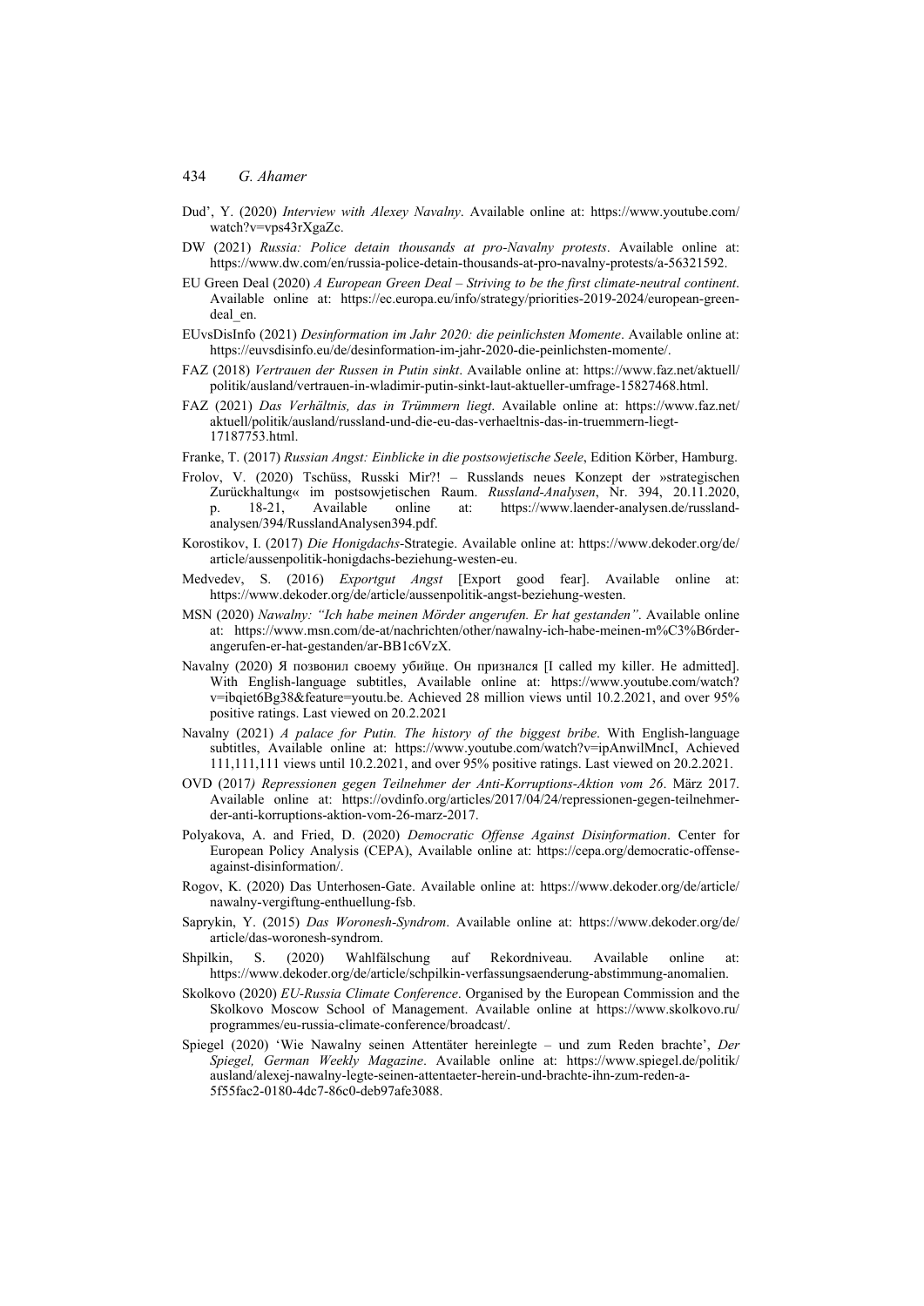Dud', Y. (2020) *Interview with Alexey Navalny*. Available online at: https://www.youtube.com/watch?v=vps43rXgaZc.

DW (2021) *Russia: Police detain thousands at pro-Navalny protests*. Available online at: https://www.dw.com/en/russia-police-detain-thousands-at-pro-navalny-protests/a-56321592.

EU Green Deal (2020) *A European Green Deal – Striving to be the first climate-neutral continent*. Available online at: https://ec.europa.eu/info/strategy/priorities-2019-2024/european-green-deal_en.

EUvsDisInfo (2021) *Desinformation im Jahr 2020: die peinlichsten Momente*. Available online at: https://euvsdisinfo.eu/de/desinformation-im-jahr-2020-die-peinlichsten-momente/.

FAZ (2018) *Vertrauen der Russen in Putin sinkt*. Available online at: https://www.faz.net/aktuell/politik/ausland/vertrauen-in-wladimir-putin-sinkt-laut-aktueller-umfrage-15827468.html.

FAZ (2021) *Das Verhältnis, das in Trümmern liegt*. Available online at: https://www.faz.net/aktuell/politik/ausland/russland-und-die-eu-das-verhaeltnis-das-in-truemmern-liegt-17187753.html.

Franke, T. (2017) *Russian Angst: Einblicke in die postsowjetische Seele*, Edition Körber, Hamburg.

Frolov, V. (2020) Tschüss, Russki Mir?! – Russlands neues Konzept der »strategischen Zurückhaltung« im postsowjetischen Raum. *Russland-Analysen*, Nr. 394, 20.11.2020, p. 18-21, Available online at: https://www.laender-analysen.de/russland-analysen/394/RusslandAnalysen394.pdf.

Korostikov, I. (2017) *Die Honigdachs*-Strategie. Available online at: https://www.dekoder.org/de/article/aussenpolitik-honigdachs-beziehung-westen-eu.

Medvedev, S. (2016) *Exportgut Angst* [Export good fear]. Available online at: https://www.dekoder.org/de/article/aussenpolitik-angst-beziehung-westen.

MSN (2020) *Nawalny: "Ich habe meinen Mörder angerufen. Er hat gestanden"*. Available online at: https://www.msn.com/de-at/nachrichten/other/nawalny-ich-habe-meinen-m%C3%B6rder-angerufen-er-hat-gestanden/ar-BB1c6VzX.

Navalny (2020) Я позвонил своему убийце. Он признался [I called my killer. He admitted]. With English-language subtitles, Available online at: https://www.youtube.com/watch?v=ibqiet6Bg38&feature=youtu.be. Achieved 28 million views until 10.2.2021, and over 95% positive ratings. Last viewed on 20.2.2021

Navalny (2021) *A palace for Putin. The history of the biggest bribe*. With English-language subtitles, Available online at: https://www.youtube.com/watch?v=ipAnwilMncI, Achieved 111,111,111 views until 10.2.2021, and over 95% positive ratings. Last viewed on 20.2.2021.

OVD (2017*) Repressionen gegen Teilnehmer der Anti-Korruptions-Aktion vom 26*. März 2017. Available online at: https://ovdinfo.org/articles/2017/04/24/repressionen-gegen-teilnehmer-der-anti-korruptions-aktion-vom-26-marz-2017.

Polyakova, A. and Fried, D. (2020) *Democratic Offense Against Disinformation*. Center for European Policy Analysis (CEPA), Available online at: https://cepa.org/democratic-offense-against-disinformation/.

Rogov, K. (2020) Das Unterhosen-Gate. Available online at: https://www.dekoder.org/de/article/nawalny-vergiftung-enthuellung-fsb.

Saprykin, Y. (2015) *Das Woronesh-Syndrom*. Available online at: https://www.dekoder.org/de/article/das-woronesh-syndrom.

Shpilkin, S. (2020) Wahlfälschung auf Rekordniveau. Available online at: https://www.dekoder.org/de/article/schpilkin-verfassungsaenderung-abstimmung-anomalien.

Skolkovo (2020) *EU-Russia Climate Conference*. Organised by the European Commission and the Skolkovo Moscow School of Management. Available online at https://www.skolkovo.ru/programmes/eu-russia-climate-conference/broadcast/.

Spiegel (2020) 'Wie Nawalny seinen Attentäter hereinlegte – und zum Reden brachte', *Der Spiegel, German Weekly Magazine*. Available online at: https://www.spiegel.de/politik/ausland/alexej-nawalny-legte-seinen-attentaeter-herein-und-brachte-ihn-zum-reden-a-5f55fac2-0180-4dc7-86c0-deb97afe3088.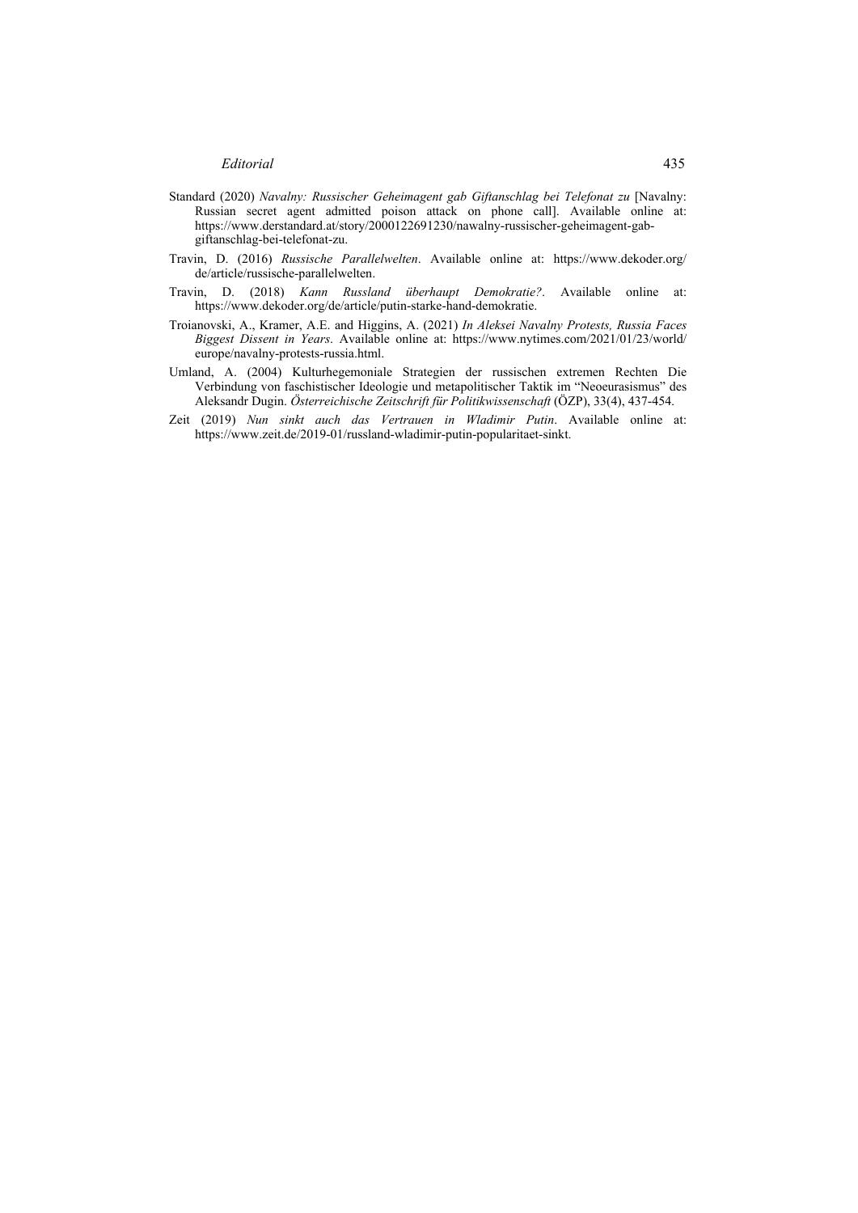Standard (2020) *Navalny: Russischer Geheimagent gab Giftanschlag bei Telefonat zu* [Navalny: Russian secret agent admitted poison attack on phone call]. Available online at: https://www.derstandard.at/story/2000122691230/nawalny-russischer-geheimagent-gab-giftanschlag-bei-telefonat-zu.

Travin, D. (2016) *Russische Parallelwelten*. Available online at: https://www.dekoder.org/de/article/russische-parallelwelten.

Travin, D. (2018) *Kann Russland überhaupt Demokratie?*. Available online at: https://www.dekoder.org/de/article/putin-starke-hand-demokratie.

Troianovski, A., Kramer, A.E. and Higgins, A. (2021) *In Aleksei Navalny Protests, Russia Faces Biggest Dissent in Years*. Available online at: https://www.nytimes.com/2021/01/23/world/europe/navalny-protests-russia.html.

Umland, A. (2004) Kulturhegemoniale Strategien der russischen extremen Rechten Die Verbindung von faschistischer Ideologie und metapolitischer Taktik im "Neoeurasismus" des Aleksandr Dugin. *Österreichische Zeitschrift für Politikwissenschaft* (ÖZP), 33(4), 437-454.

Zeit (2019) *Nun sinkt auch das Vertrauen in Wladimir Putin*. Available online at: https://www.zeit.de/2019-01/russland-wladimir-putin-popularitaet-sinkt.